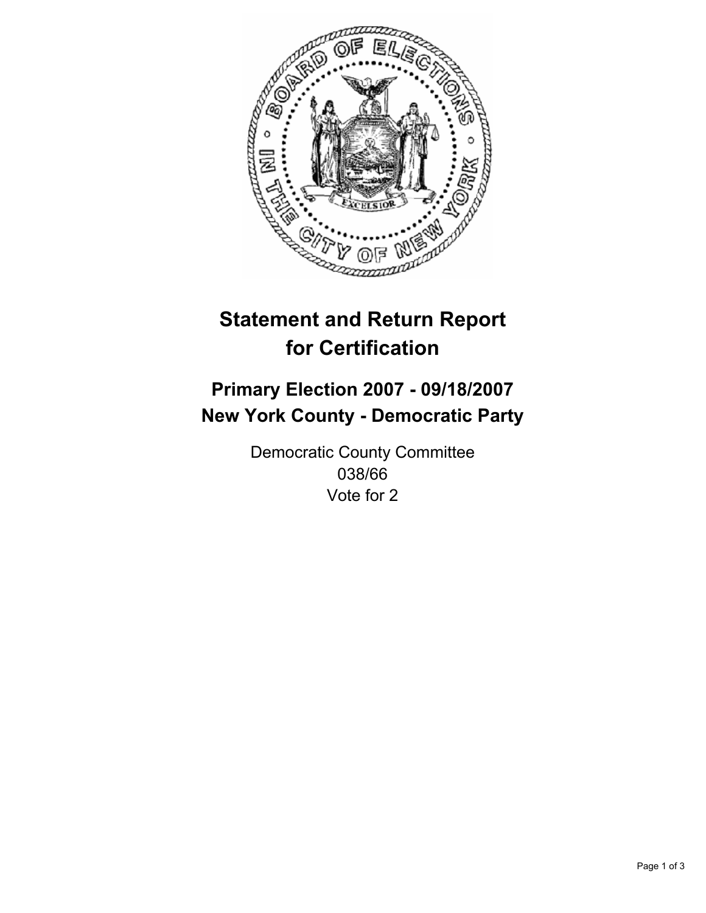# Statement and Return Report for Certification

## Primary Election 2007 - 09/18/2007
## New York County - Democratic Party

Democratic County Committee
038/66
Vote for 2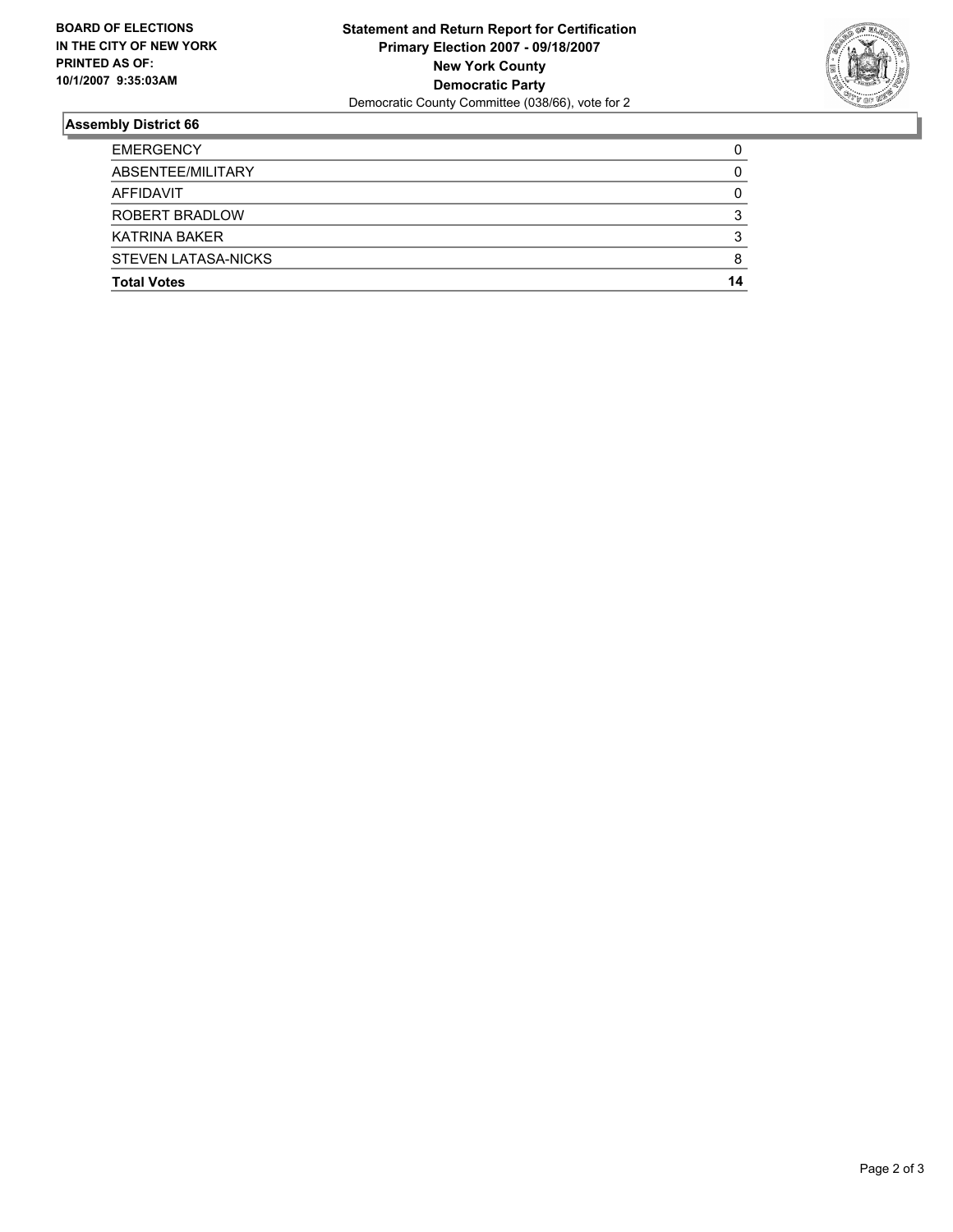**BOARD OF ELECTIONS IN THE CITY OF NEW YORK PRINTED AS OF: 10/1/2007 9:35:03AM**

**Statement and Return Report for Certification**
**Primary Election 2007 - 09/18/2007**
**New York County**
**Democratic Party**
Democratic County Committee (038/66), vote for 2

## Assembly District 66

| | |
|---|---|
| EMERGENCY | 0 |
| ABSENTEE/MILITARY | 0 |
| AFFIDAVIT | 0 |
| ROBERT BRADLOW | 3 |
| KATRINA BAKER | 3 |
| STEVEN LATASA-NICKS | 8 |
| **Total Votes** | **14** |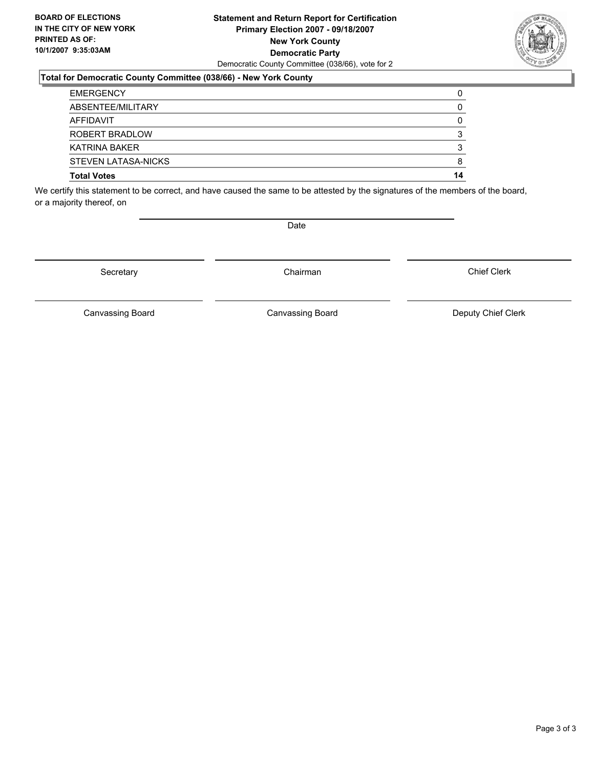**BOARD OF ELECTIONS IN THE CITY OF NEW YORK PRINTED AS OF: 10/1/2007 9:35:03AM**

**Statement and Return Report for Certification**
**Primary Election 2007 - 09/18/2007**
**New York County**
**Democratic Party**
Democratic County Committee (038/66), vote for 2

### Total for Democratic County Committee (038/66) - New York County

| | |
|---|---|
| EMERGENCY | 0 |
| ABSENTEE/MILITARY | 0 |
| AFFIDAVIT | 0 |
| ROBERT BRADLOW | 3 |
| KATRINA BAKER | 3 |
| STEVEN LATASA-NICKS | 8 |
| **Total Votes** | **14** |

We certify this statement to be correct, and have caused the same to be attested by the signatures of the members of the board, or a majority thereof, on

Date

Secretary

Chairman

Chief Clerk

Canvassing Board

Canvassing Board

Deputy Chief Clerk